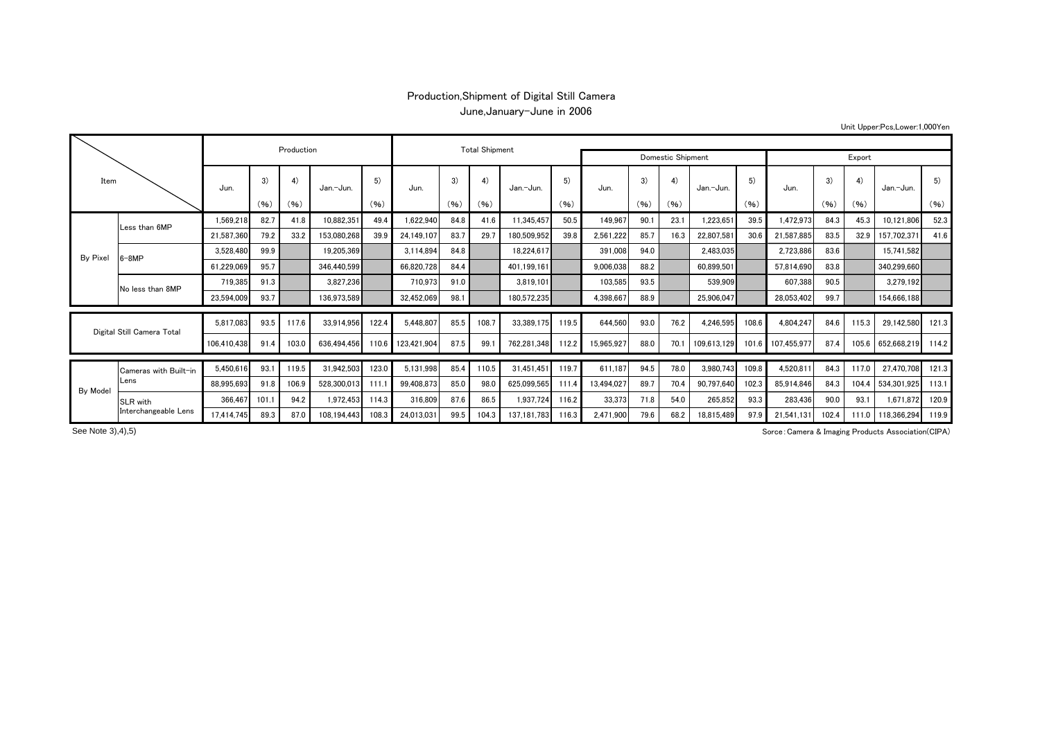# Production,Shipment of Digital Still Camera

June,January-June in 2006

Unit Upper:Pcs,Lower:1,000Yen

| Item | | Production | | | | | Total Shipment | | | | | Domestic Shipment | | | | | Export | | | | |
|---|---|---|---|---|---|---|---|---|---|---|---|---|---|---|---|---|---|---|---|---|---|
| | | Jun. | 3) (%) | 4) (%) | Jan.-Jun. | 5) (%) | Jun. | 3) (%) | 4) (%) | Jan.-Jun. | 5) (%) | Jun. | 3) (%) | 4) (%) | Jan.-Jun. | 5) (%) | Jun. | 3) (%) | 4) (%) | Jan.-Jun. | 5) (%) |
| By Pixel | Less than 6MP | 1,569,218 | 82.7 | 41.8 | 10,882,351 | 49.4 | 1,622,940 | 84.8 | 41.6 | 11,345,457 | 50.5 | 149,967 | 90.1 | 23.1 | 1,223,651 | 39.5 | 1,472,973 | 84.3 | 45.3 | 10,121,806 | 52.3 |
| | | 21,587,360 | 79.2 | 33.2 | 153,080,268 | 39.9 | 24,149,107 | 83.7 | 29.7 | 180,509,952 | 39.8 | 2,561,222 | 85.7 | 16.3 | 22,807,581 | 30.6 | 21,587,885 | 83.5 | 32.9 | 157,702,371 | 41.6 |
| | 6-8MP | 3,528,480 | 99.9 | | 19,205,369 | | 3,114,894 | 84.8 | | 18,224,617 | | 391,008 | 94.0 | | 2,483,035 | | 2,723,886 | 83.6 | | 15,741,582 | |
| | | 61,229,069 | 95.7 | | 346,440,599 | | 66,820,728 | 84.4 | | 401,199,161 | | 9,006,038 | 88.2 | | 60,899,501 | | 57,814,690 | 83.8 | | 340,299,660 | |
| | No less than 8MP | 719,385 | 91.3 | | 3,827,236 | | 710,973 | 91.0 | | 3,819,101 | | 103,585 | 93.5 | | 539,909 | | 607,388 | 90.5 | | 3,279,192 | |
| | | 23,594,009 | 93.7 | | 136,973,589 | | 32,452,069 | 98.1 | | 180,572,235 | | 4,398,667 | 88.9 | | 25,906,047 | | 28,053,402 | 99.7 | | 154,666,188 | |
| Digital Still Camera Total | | 5,817,083 | 93.5 | 117.6 | 33,914,956 | 122.4 | 5,448,807 | 85.5 | 108.7 | 33,389,175 | 119.5 | 644,560 | 93.0 | 76.2 | 4,246,595 | 108.6 | 4,804,247 | 84.6 | 115.3 | 29,142,580 | 121.3 |
| | | 106,410,438 | 91.4 | 103.0 | 636,494,456 | 110.6 | 123,421,904 | 87.5 | 99.1 | 762,281,348 | 112.2 | 15,965,927 | 88.0 | 70.1 | 109,613,129 | 101.6 | 107,455,977 | 87.4 | 105.6 | 652,668,219 | 114.2 |
| By Model | Cameras with Built-in Lens | 5,450,616 | 93.1 | 119.5 | 31,942,503 | 123.0 | 5,131,998 | 85.4 | 110.5 | 31,451,451 | 119.7 | 611,187 | 94.5 | 78.0 | 3,980,743 | 109.8 | 4,520,811 | 84.3 | 117.0 | 27,470,708 | 121.3 |
| | | 88,995,693 | 91.8 | 106.9 | 528,300,013 | 111.1 | 99,408,873 | 85.0 | 98.0 | 625,099,565 | 111.4 | 13,494,027 | 89.7 | 70.4 | 90,797,640 | 102.3 | 85,914,846 | 84.3 | 104.4 | 534,301,925 | 113.1 |
| | SLR with Interchangeable Lens | 366,467 | 101.1 | 94.2 | 1,972,453 | 114.3 | 316,809 | 87.6 | 86.5 | 1,937,724 | 116.2 | 33,373 | 71.8 | 54.0 | 265,852 | 93.3 | 283,436 | 90.0 | 93.1 | 1,671,872 | 120.9 |
| | | 17,414,745 | 89.3 | 87.0 | 108,194,443 | 108.3 | 24,013,031 | 99.5 | 104.3 | 137,181,783 | 116.3 | 2,471,900 | 79.6 | 68.2 | 18,815,489 | 97.9 | 21,541,131 | 102.4 | 111.0 | 118,366,294 | 119.9 |

See Note 3),4),5)

Sorce:Camera & Imaging Products Association(CIPA)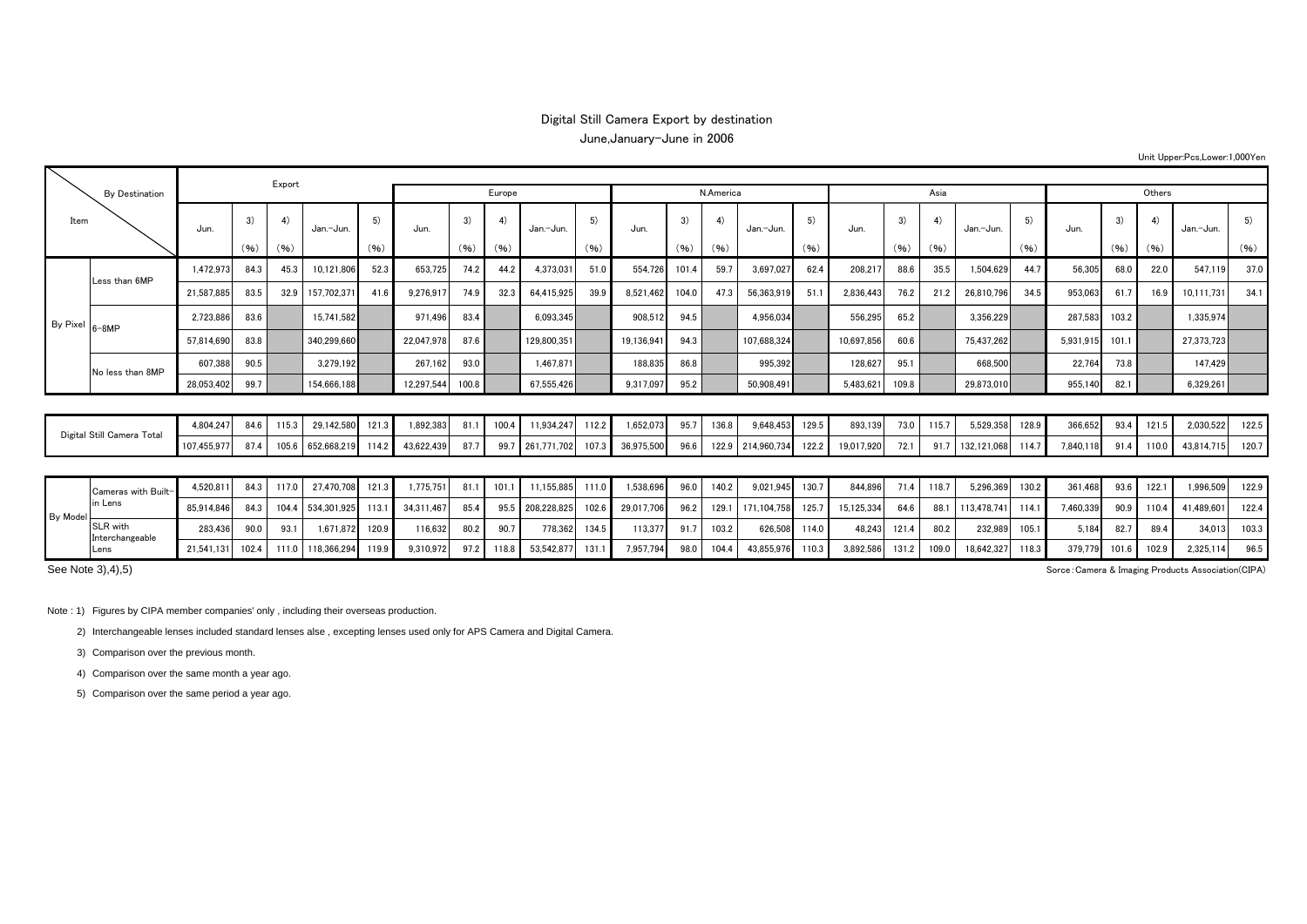# Digital Still Camera Export by destination

June,January-June in 2006

Unit Upper:Pcs,Lower:1,000Yen

| Item | | Export | | | | | Europe | | | | | N.America | | | | | Asia | | | | | Others | | | | |
|---|---|---|---|---|---|---|---|---|---|---|---|---|---|---|---|---|---|---|---|---|---|---|---|---|---|---|
| | | Jun. | 3) (%) | 4) (%) | Jan.-Jun. | 5) (%) | Jun. | 3) (%) | 4) (%) | Jan.-Jun. | 5) (%) | Jun. | 3) (%) | 4) (%) | Jan.-Jun. | 5) (%) | Jun. | 3) (%) | 4) (%) | Jan.-Jun. | 5) (%) | Jun. | 3) (%) | 4) (%) | Jan.-Jun. | 5) (%) |
| By Pixel | Less than 6MP | 1,472,973 | 84.3 | 45.3 | 10,121,806 | 52.3 | 653,725 | 74.2 | 44.2 | 4,373,031 | 51.0 | 554,726 | 101.4 | 59.7 | 3,697,027 | 62.4 | 208,217 | 88.6 | 35.5 | 1,504,629 | 44.7 | 56,305 | 68.0 | 22.0 | 547,119 | 37.0 |
| | | 21,587,885 | 83.5 | 32.9 | 157,702,371 | 41.6 | 9,276,917 | 74.9 | 32.3 | 64,415,925 | 39.9 | 8,521,462 | 104.0 | 47.3 | 56,363,919 | 51.1 | 2,836,443 | 76.2 | 21.2 | 26,810,796 | 34.5 | 953,063 | 61.7 | 16.9 | 10,111,731 | 34.1 |
| | 6-8MP | 2,723,886 | 83.6 | | 15,741,582 | | 971,496 | 83.4 | | 6,093,345 | | 908,512 | 94.5 | | 4,956,034 | | 556,295 | 65.2 | | 3,356,229 | | 287,583 | 103.2 | | 1,335,974 | |
| | | 57,814,690 | 83.8 | | 340,299,660 | | 22,047,978 | 87.6 | | 129,800,351 | | 19,136,941 | 94.3 | | 107,688,324 | | 10,697,856 | 60.6 | | 75,437,262 | | 5,931,915 | 101.1 | | 27,373,723 | |
| | No less than 8MP | 607,388 | 90.5 | | 3,279,192 | | 267,162 | 93.0 | | 1,467,871 | | 188,835 | 86.8 | | 995,392 | | 128,627 | 95.1 | | 668,500 | | 22,764 | 73.8 | | 147,429 | |
| | | 28,053,402 | 99.7 | | 154,666,188 | | 12,297,544 | 100.8 | | 67,555,426 | | 9,317,097 | 95.2 | | 50,908,491 | | 5,483,621 | 109.8 | | 29,873,010 | | 955,140 | 82.1 | | 6,329,261 | |
| Digital Still Camera Total | | 4,804,247 | 84.6 | 115.3 | 29,142,580 | 121.3 | 1,892,383 | 81.1 | 100.4 | 11,934,247 | 112.2 | 1,652,073 | 95.7 | 136.8 | 9,648,453 | 129.5 | 893,139 | 73.0 | 115.7 | 5,529,358 | 128.9 | 366,652 | 93.4 | 121.5 | 2,030,522 | 122.5 |
| | | 107,455,977 | 87.4 | 105.6 | 652,668,219 | 114.2 | 43,622,439 | 87.7 | 99.7 | 261,771,702 | 107.3 | 36,975,500 | 96.6 | 122.9 | 214,960,734 | 122.2 | 19,017,920 | 72.1 | 91.7 | 132,121,068 | 114.7 | 7,840,118 | 91.4 | 110.0 | 43,814,715 | 120.7 |
| By Model | Cameras with Built-in Lens | 4,520,811 | 84.3 | 117.0 | 27,470,708 | 121.3 | 1,775,751 | 81.1 | 101.1 | 11,155,885 | 111.0 | 1,538,696 | 96.0 | 140.2 | 9,021,945 | 130.7 | 844,896 | 71.4 | 118.7 | 5,296,369 | 130.2 | 361,468 | 93.6 | 122.1 | 1,996,509 | 122.9 |
| | | 85,914,846 | 84.3 | 104.4 | 534,301,925 | 113.1 | 34,311,467 | 85.4 | 95.5 | 208,228,825 | 102.6 | 29,017,706 | 96.2 | 129.1 | 171,104,758 | 125.7 | 15,125,334 | 64.6 | 88.1 | 113,478,741 | 114.1 | 7,460,339 | 90.9 | 110.4 | 41,489,601 | 122.4 |
| | SLR with Interchangeable Lens | 283,436 | 90.0 | 93.1 | 1,671,872 | 120.9 | 116,632 | 80.2 | 90.7 | 778,362 | 134.5 | 113,377 | 91.7 | 103.2 | 626,508 | 114.0 | 48,243 | 121.4 | 80.2 | 232,989 | 105.1 | 5,184 | 82.7 | 89.4 | 34,013 | 103.3 |
| | | 21,541,131 | 102.4 | 111.0 | 118,366,294 | 119.9 | 9,310,972 | 97.2 | 118.8 | 53,542,877 | 131.1 | 7,957,794 | 98.0 | 104.4 | 43,855,976 | 110.3 | 3,892,586 | 131.2 | 109.0 | 18,642,327 | 118.3 | 379,779 | 101.6 | 102.9 | 2,325,114 | 96.5 |

See Note 3),4),5)

Sorce:Camera & Imaging Products Association(CIPA)

Note : 1) Figures by CIPA member companies' only , including their overseas production.

2) Interchangeable lenses included standard lenses alse , excepting lenses used only for APS Camera and Digital Camera.

3) Comparison over the previous month.

4) Comparison over the same month a year ago.

5) Comparison over the same period a year ago.